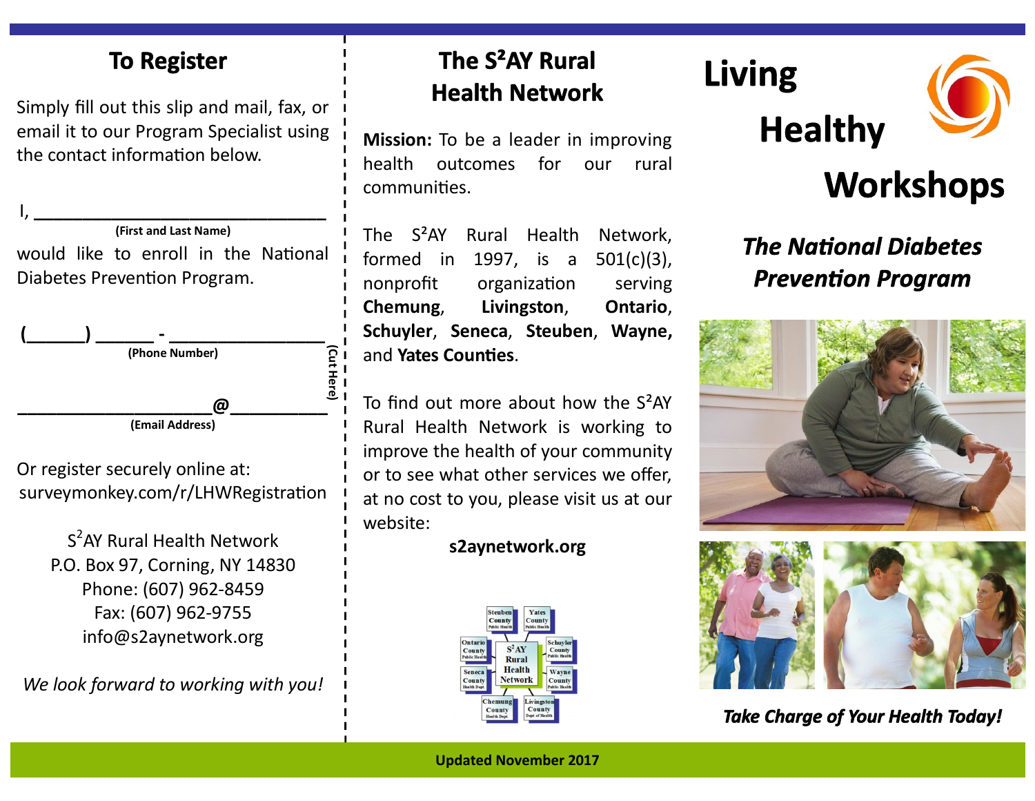## To Register

Simply fill out this slip and mail, fax, or email it to our Program Specialist using the contact information below.

I, ______________________________
**(First and Last Name)**

would like to enroll in the National Diabetes Prevention Program.

**(______) ______ - _______________**
**(Phone Number)**

**____________________@__________**
**(Email Address)**

**(Cut Here)**

Or register securely online at:
surveymonkey.com/r/LHWRegistration

S[2]AY Rural Health Network
P.O. Box 97, Corning, NY 14830
Phone: (607) 962-8459
Fax: (607) 962-9755
info@s2aynetwork.org

*We look forward to working with you!*

## The S²AY Rural Health Network

**Mission:** To be a leader in improving health outcomes for our rural communities.

The S²AY Rural Health Network, formed in 1997, is a 501(c)(3), nonprofit organization serving **Chemung**, **Livingston**, **Ontario**, **Schuyler**, **Seneca**, **Steuben**, **Wayne,** and **Yates Counties**.

To find out more about how the S²AY Rural Health Network is working to improve the health of your community or to see what other services we offer, at no cost to you, please visit us at our website:

**s2aynetwork.org**

Steuben County Public Health
Yates County Public Health
Ontario County Public Health
S²AY Rural Health Network
Schuyler County Public Health
Seneca County Health Dept.
Wayne County Public Health
Chemung County Health Dept.
Livingston County Dept. of Health

# Living Healthy Workshops

## *The National Diabetes Prevention Program*

***Take Charge of Your Health Today!***

**Updated November 2017**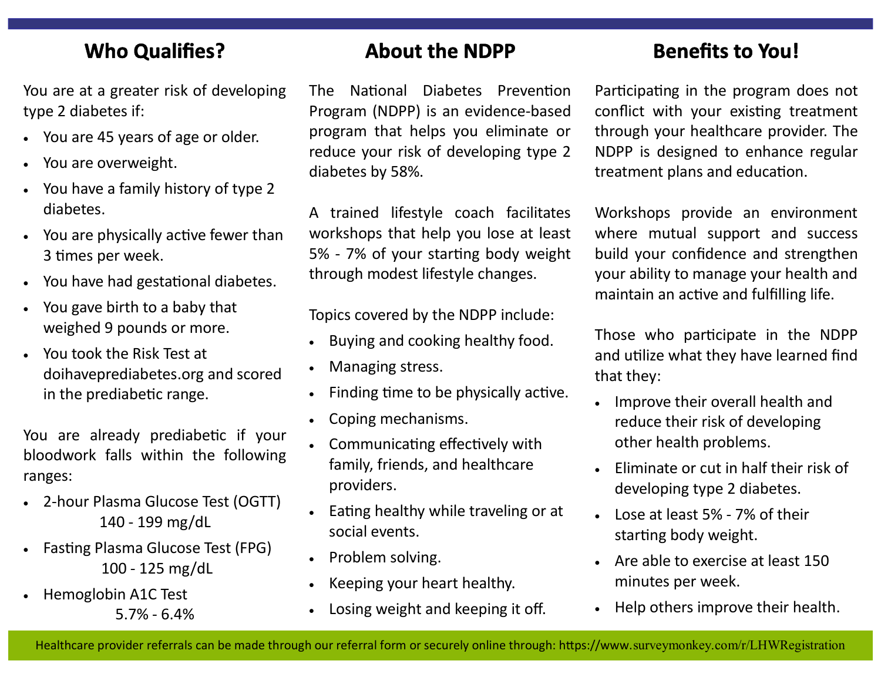## Who Qualifies?

You are at a greater risk of developing type 2 diabetes if:

- You are 45 years of age or older.
- You are overweight.
- You have a family history of type 2 diabetes.
- You are physically active fewer than 3 times per week.
- You have had gestational diabetes.
- You gave birth to a baby that weighed 9 pounds or more.
- You took the Risk Test at doihaveprediabetes.org and scored in the prediabetic range.

You are already prediabetic if your bloodwork falls within the following ranges:

- 2-hour Plasma Glucose Test (OGTT)
  140 - 199 mg/dL
- Fasting Plasma Glucose Test (FPG)
  100 - 125 mg/dL
- Hemoglobin A1C Test
  5.7% - 6.4%

## About the NDPP

The National Diabetes Prevention Program (NDPP) is an evidence-based program that helps you eliminate or reduce your risk of developing type 2 diabetes by 58%.

A trained lifestyle coach facilitates workshops that help you lose at least 5% - 7% of your starting body weight through modest lifestyle changes.

Topics covered by the NDPP include:

- Buying and cooking healthy food.
- Managing stress.
- Finding time to be physically active.
- Coping mechanisms.
- Communicating effectively with family, friends, and healthcare providers.
- Eating healthy while traveling or at social events.
- Problem solving.
- Keeping your heart healthy.
- Losing weight and keeping it off.

## Benefits to You!

Participating in the program does not conflict with your existing treatment through your healthcare provider. The NDPP is designed to enhance regular treatment plans and education.

Workshops provide an environment where mutual support and success build your confidence and strengthen your ability to manage your health and maintain an active and fulfilling life.

Those who participate in the NDPP and utilize what they have learned find that they:

- Improve their overall health and reduce their risk of developing other health problems.
- Eliminate or cut in half their risk of developing type 2 diabetes.
- Lose at least 5% - 7% of their starting body weight.
- Are able to exercise at least 150 minutes per week.
- Help others improve their health.

Healthcare provider referrals can be made through our referral form or securely online through: https://www.surveymonkey.com/r/LHWRegistration